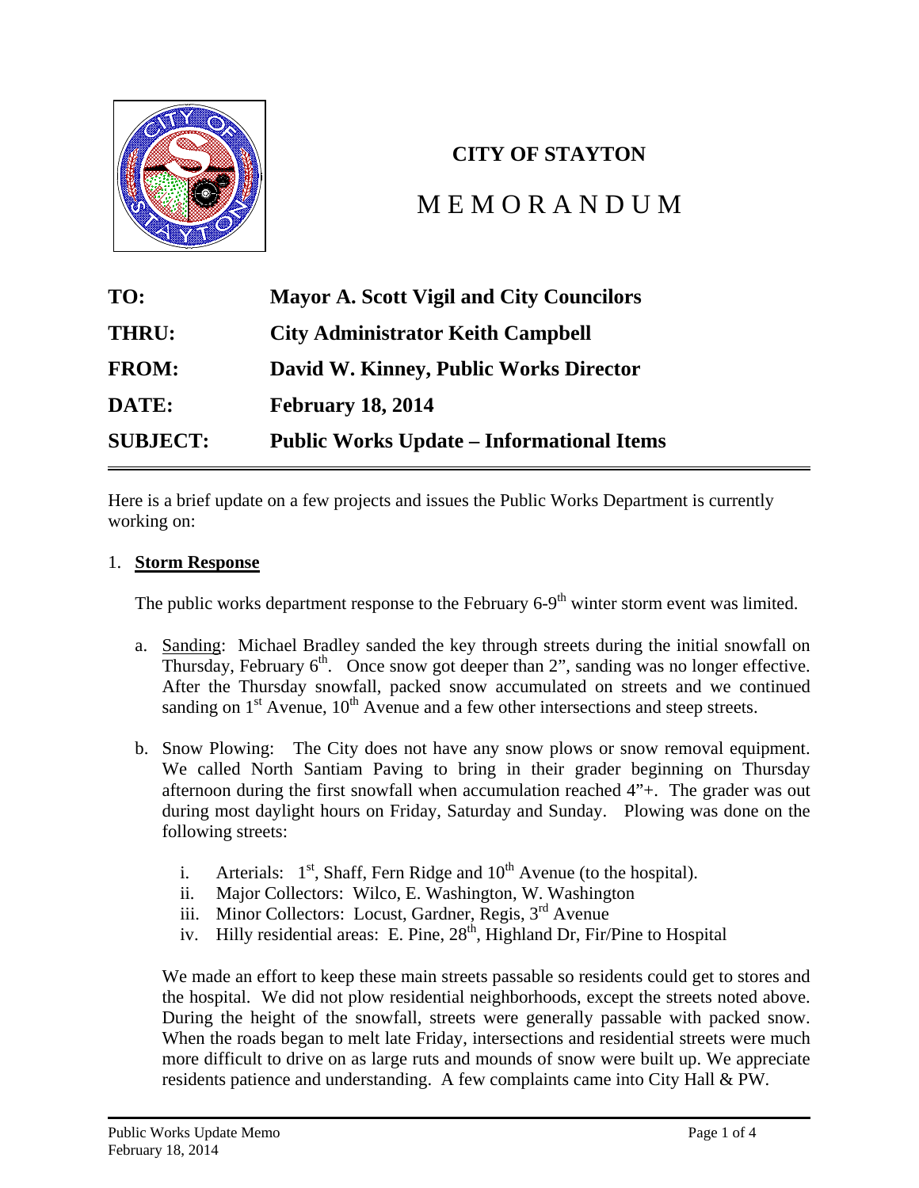**CITY OF STAYTON**

# MEMORANDUM

| | |
|---|---|
| **TO:** | **Mayor A. Scott Vigil and City Councilors** |
| **THRU:** | **City Administrator Keith Campbell** |
| **FROM:** | **David W. Kinney, Public Works Director** |
| **DATE:** | **February 18, 2014** |
| **SUBJECT:** | **Public Works Update – Informational Items** |

---

Here is a brief update on a few projects and issues the Public Works Department is currently working on:

1. **Storm Response**

   The public works department response to the February 6-9th winter storm event was limited.

   a. Sanding: Michael Bradley sanded the key through streets during the initial snowfall on Thursday, February 6th. Once snow got deeper than 2", sanding was no longer effective. After the Thursday snowfall, packed snow accumulated on streets and we continued sanding on 1st Avenue, 10th Avenue and a few other intersections and steep streets.

   b. Snow Plowing: The City does not have any snow plows or snow removal equipment. We called North Santiam Paving to bring in their grader beginning on Thursday afternoon during the first snowfall when accumulation reached 4"+. The grader was out during most daylight hours on Friday, Saturday and Sunday. Plowing was done on the following streets:

      i. Arterials: 1st, Shaff, Fern Ridge and 10th Avenue (to the hospital).
      ii. Major Collectors: Wilco, E. Washington, W. Washington
      iii. Minor Collectors: Locust, Gardner, Regis, 3rd Avenue
      iv. Hilly residential areas: E. Pine, 28th, Highland Dr, Fir/Pine to Hospital

   We made an effort to keep these main streets passable so residents could get to stores and the hospital. We did not plow residential neighborhoods, except the streets noted above. During the height of the snowfall, streets were generally passable with packed snow. When the roads began to melt late Friday, intersections and residential streets were much more difficult to drive on as large ruts and mounds of snow were built up. We appreciate residents patience and understanding. A few complaints came into City Hall & PW.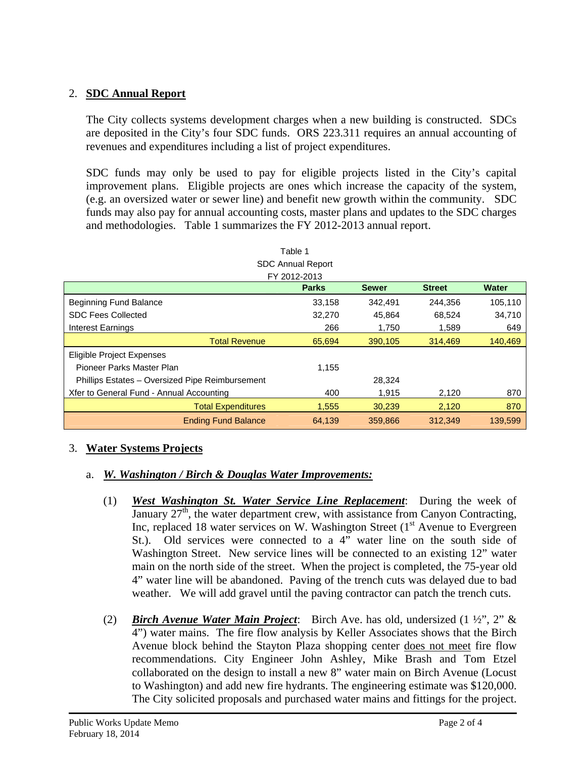## 2. SDC Annual Report

The City collects systems development charges when a new building is constructed. SDCs are deposited in the City's four SDC funds. ORS 223.311 requires an annual accounting of revenues and expenditures including a list of project expenditures.

SDC funds may only be used to pay for eligible projects listed in the City's capital improvement plans. Eligible projects are ones which increase the capacity of the system, (e.g. an oversized water or sewer line) and benefit new growth within the community. SDC funds may also pay for annual accounting costs, master plans and updates to the SDC charges and methodologies. Table 1 summarizes the FY 2012-2013 annual report.

Table 1
SDC Annual Report
FY 2012-2013

| | Parks | Sewer | Street | Water |
|---|---|---|---|---|
| Beginning Fund Balance | 33,158 | 342,491 | 244,356 | 105,110 |
| SDC Fees Collected | 32,270 | 45,864 | 68,524 | 34,710 |
| Interest Earnings | 266 | 1,750 | 1,589 | 649 |
| Total Revenue | 65,694 | 390,105 | 314,469 | 140,469 |
| Eligible Project Expenses | | | | |
| Pioneer Parks Master Plan | 1,155 | | | |
| Phillips Estates – Oversized Pipe Reimbursement | | 28,324 | | |
| Xfer to General Fund - Annual Accounting | 400 | 1,915 | 2,120 | 870 |
| Total Expenditures | 1,555 | 30,239 | 2,120 | 870 |
| Ending Fund Balance | 64,139 | 359,866 | 312,349 | 139,599 |

## 3. Water Systems Projects

### a. *W. Washington / Birch & Douglas Water Improvements:*

(1) ***West Washington St. Water Service Line Replacement***: During the week of January 27th, the water department crew, with assistance from Canyon Contracting, Inc, replaced 18 water services on W. Washington Street (1st Avenue to Evergreen St.). Old services were connected to a 4" water line on the south side of Washington Street. New service lines will be connected to an existing 12" water main on the north side of the street. When the project is completed, the 75-year old 4" water line will be abandoned. Paving of the trench cuts was delayed due to bad weather. We will add gravel until the paving contractor can patch the trench cuts.

(2) ***Birch Avenue Water Main Project***: Birch Ave. has old, undersized (1 ½", 2" & 4") water mains. The fire flow analysis by Keller Associates shows that the Birch Avenue block behind the Stayton Plaza shopping center does not meet fire flow recommendations. City Engineer John Ashley, Mike Brash and Tom Etzel collaborated on the design to install a new 8" water main on Birch Avenue (Locust to Washington) and add new fire hydrants. The engineering estimate was $120,000. The City solicited proposals and purchased water mains and fittings for the project.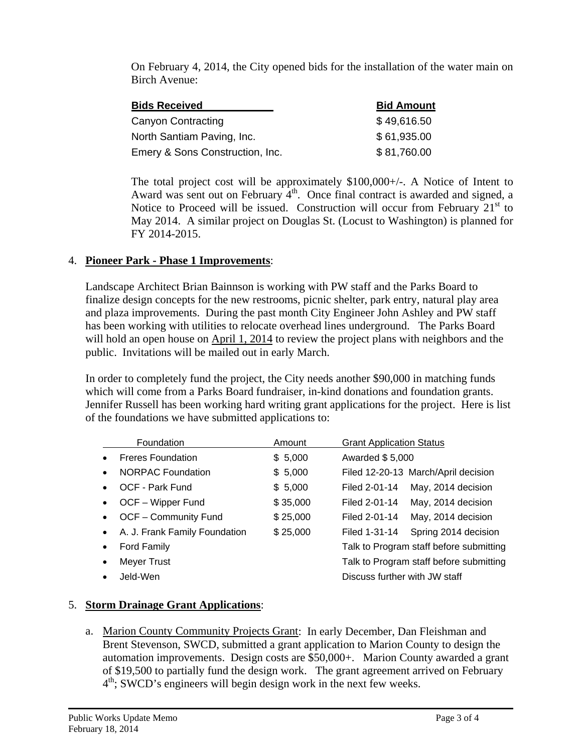On February 4, 2014, the City opened bids for the installation of the water main on Birch Avenue:

| Bids Received | Bid Amount |
| --- | --- |
| Canyon Contracting | $ 49,616.50 |
| North Santiam Paving, Inc. | $ 61,935.00 |
| Emery & Sons Construction, Inc. | $ 81,760.00 |

The total project cost will be approximately $100,000+/-. A Notice of Intent to Award was sent out on February 4th. Once final contract is awarded and signed, a Notice to Proceed will be issued. Construction will occur from February 21st to May 2014. A similar project on Douglas St. (Locust to Washington) is planned for FY 2014-2015.

4. **Pioneer Park - Phase 1 Improvements**:

Landscape Architect Brian Bainnson is working with PW staff and the Parks Board to finalize design concepts for the new restrooms, picnic shelter, park entry, natural play area and plaza improvements. During the past month City Engineer John Ashley and PW staff has been working with utilities to relocate overhead lines underground. The Parks Board will hold an open house on April 1, 2014 to review the project plans with neighbors and the public. Invitations will be mailed out in early March.

In order to completely fund the project, the City needs another $90,000 in matching funds which will come from a Parks Board fundraiser, in-kind donations and foundation grants. Jennifer Russell has been working hard writing grant applications for the project. Here is list of the foundations we have submitted applications to:

| Foundation | Amount | Grant Application Status |
| --- | --- | --- |
| Freres Foundation | $ 5,000 | Awarded $ 5,000 |
| NORPAC Foundation | $ 5,000 | Filed 12-20-13 March/April decision |
| OCF - Park Fund | $ 5,000 | Filed 2-01-14 May, 2014 decision |
| OCF – Wipper Fund | $ 35,000 | Filed 2-01-14 May, 2014 decision |
| OCF – Community Fund | $ 25,000 | Filed 2-01-14 May, 2014 decision |
| A. J. Frank Family Foundation | $ 25,000 | Filed 1-31-14 Spring 2014 decision |
| Ford Family | | Talk to Program staff before submitting |
| Meyer Trust | | Talk to Program staff before submitting |
| Jeld-Wen | | Discuss further with JW staff |

5. **Storm Drainage Grant Applications**:

   a. Marion County Community Projects Grant: In early December, Dan Fleishman and Brent Stevenson, SWCD, submitted a grant application to Marion County to design the automation improvements. Design costs are $50,000+. Marion County awarded a grant of $19,500 to partially fund the design work. The grant agreement arrived on February 4th; SWCD's engineers will begin design work in the next few weeks.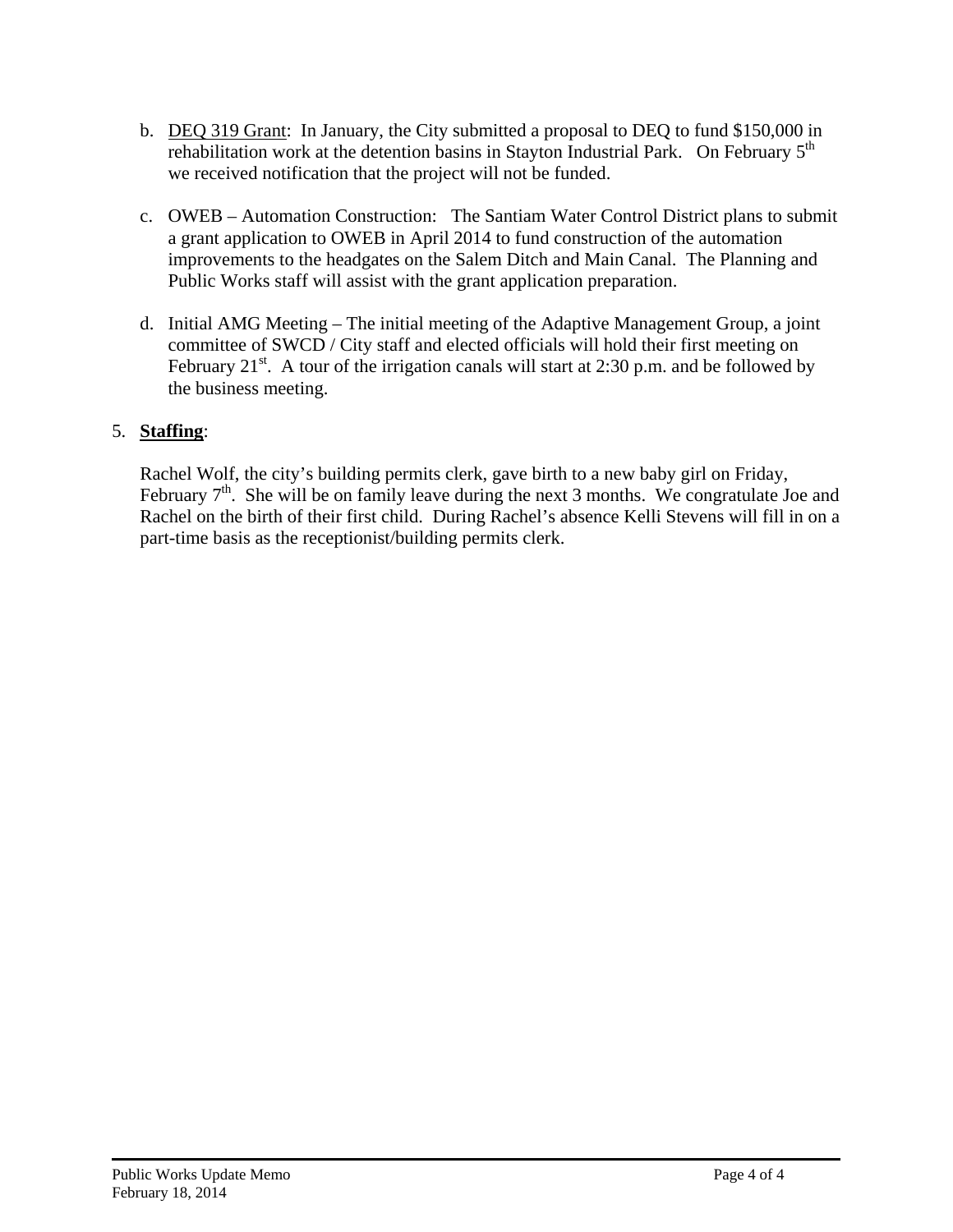b. <u>DEQ 319 Grant</u>: In January, the City submitted a proposal to DEQ to fund $150,000 in rehabilitation work at the detention basins in Stayton Industrial Park. On February 5th we received notification that the project will not be funded.

c. OWEB – Automation Construction: The Santiam Water Control District plans to submit a grant application to OWEB in April 2014 to fund construction of the automation improvements to the headgates on the Salem Ditch and Main Canal. The Planning and Public Works staff will assist with the grant application preparation.

d. Initial AMG Meeting – The initial meeting of the Adaptive Management Group, a joint committee of SWCD / City staff and elected officials will hold their first meeting on February 21st. A tour of the irrigation canals will start at 2:30 p.m. and be followed by the business meeting.

5. **<u>Staffing</u>**:

Rachel Wolf, the city's building permits clerk, gave birth to a new baby girl on Friday, February 7th. She will be on family leave during the next 3 months. We congratulate Joe and Rachel on the birth of their first child. During Rachel's absence Kelli Stevens will fill in on a part-time basis as the receptionist/building permits clerk.